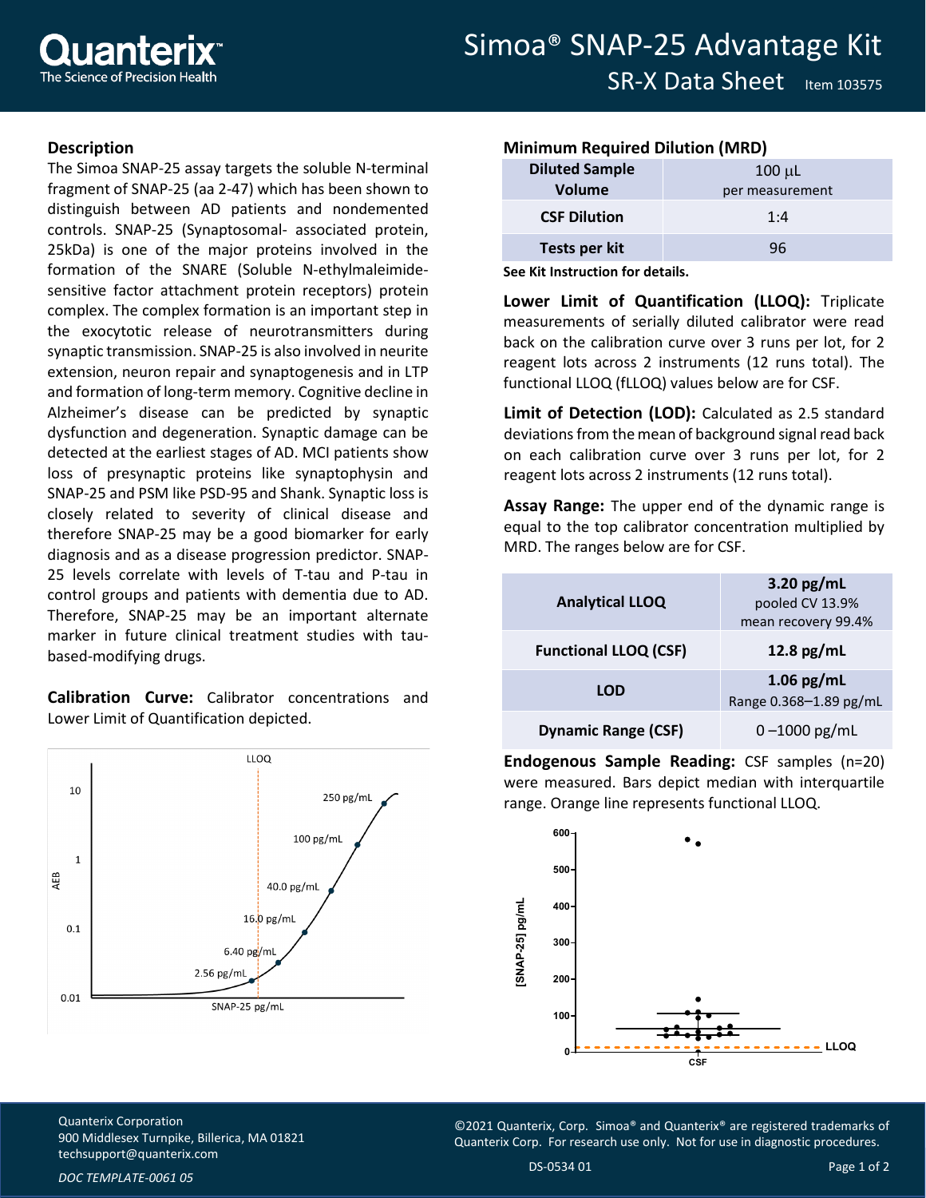# Simoa® SNAP-25 Advantage Kit

## SR-X Data Sheet

Item 103575

### Description

The Simoa SNAP-25 assay targets the soluble N-terminal fragment of SNAP-25 (aa 2-47) which has been shown to distinguish between AD patients and nondemented controls. SNAP-25 (Synaptosomal- associated protein, 25kDa) is one of the major proteins involved in the formation of the SNARE (Soluble N-ethylmaleimide-sensitive factor attachment protein receptors) protein complex. The complex formation is an important step in the exocytotic release of neurotransmitters during synaptic transmission. SNAP-25 is also involved in neurite extension, neuron repair and synaptogenesis and in LTP and formation of long-term memory. Cognitive decline in Alzheimer's disease can be predicted by synaptic dysfunction and degeneration. Synaptic damage can be detected at the earliest stages of AD. MCI patients show loss of presynaptic proteins like synaptophysin and SNAP-25 and PSM like PSD-95 and Shank. Synaptic loss is closely related to severity of clinical disease and therefore SNAP-25 may be a good biomarker for early diagnosis and as a disease progression predictor. SNAP-25 levels correlate with levels of T-tau and P-tau in control groups and patients with dementia due to AD. Therefore, SNAP-25 may be an important alternate marker in future clinical treatment studies with tau-based-modifying drugs.

**Calibration Curve:** Calibrator concentrations and Lower Limit of Quantification depicted.

### Minimum Required Dilution (MRD)

| | |
|---|---|
| **Diluted Sample Volume** | 100 µL per measurement |
| **CSF Dilution** | 1:4 |
| **Tests per kit** | 96 |

**See Kit Instruction for details.**

**Lower Limit of Quantification (LLOQ):** Triplicate measurements of serially diluted calibrator were read back on the calibration curve over 3 runs per lot, for 2 reagent lots across 2 instruments (12 runs total). The functional LLOQ (fLLOQ) values below are for CSF.

**Limit of Detection (LOD):** Calculated as 2.5 standard deviations from the mean of background signal read back on each calibration curve over 3 runs per lot, for 2 reagent lots across 2 instruments (12 runs total).

**Assay Range:** The upper end of the dynamic range is equal to the top calibrator concentration multiplied by MRD. The ranges below are for CSF.

| | |
|---|---|
| **Analytical LLOQ** | **3.20 pg/mL** pooled CV 13.9% mean recovery 99.4% |
| **Functional LLOQ (CSF)** | **12.8 pg/mL** |
| **LOD** | **1.06 pg/mL** Range 0.368–1.89 pg/mL |
| **Dynamic Range (CSF)** | 0 –1000 pg/mL |

**Endogenous Sample Reading:** CSF samples (n=20) were measured. Bars depict median with interquartile range. Orange line represents functional LLOQ.

Quanterix Corporation
900 Middlesex Turnpike, Billerica, MA 01821
techsupport@quanterix.com

©2021 Quanterix, Corp. Simoa® and Quanterix® are registered trademarks of Quanterix Corp. For research use only. Not for use in diagnostic procedures.

DS-0534 01

*DOC TEMPLATE-0061 05*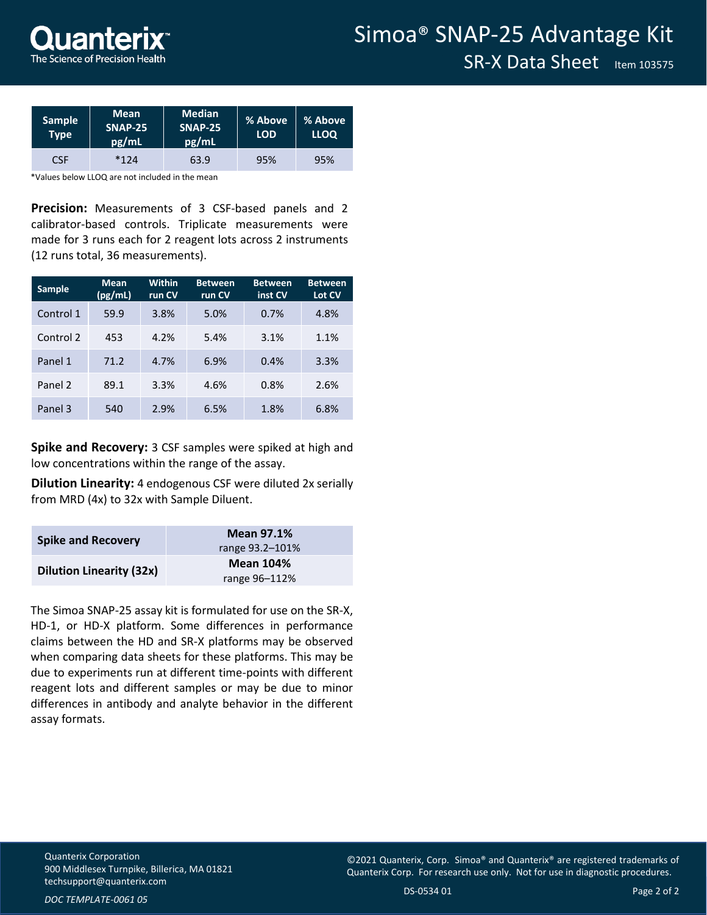| Sample Type | Mean SNAP-25 pg/mL | Median SNAP-25 pg/mL | % Above LOD | % Above LLOQ |
| --- | --- | --- | --- | --- |
| CSF | *124 | 63.9 | 95% | 95% |

*Values below LLOQ are not included in the mean

**Precision:** Measurements of 3 CSF-based panels and 2 calibrator-based controls. Triplicate measurements were made for 3 runs each for 2 reagent lots across 2 instruments (12 runs total, 36 measurements).

| Sample | Mean (pg/mL) | Within run CV | Between run CV | Between inst CV | Between Lot CV |
| --- | --- | --- | --- | --- | --- |
| Control 1 | 59.9 | 3.8% | 5.0% | 0.7% | 4.8% |
| Control 2 | 453 | 4.2% | 5.4% | 3.1% | 1.1% |
| Panel 1 | 71.2 | 4.7% | 6.9% | 0.4% | 3.3% |
| Panel 2 | 89.1 | 3.3% | 4.6% | 0.8% | 2.6% |
| Panel 3 | 540 | 2.9% | 6.5% | 1.8% | 6.8% |

**Spike and Recovery:** 3 CSF samples were spiked at high and low concentrations within the range of the assay.

**Dilution Linearity:** 4 endogenous CSF were diluted 2x serially from MRD (4x) to 32x with Sample Diluent.

| | |
| --- | --- |
| **Spike and Recovery** | **Mean 97.1%** range 93.2–101% |
| **Dilution Linearity (32x)** | **Mean 104%** range 96–112% |

The Simoa SNAP-25 assay kit is formulated for use on the SR-X, HD-1, or HD-X platform. Some differences in performance claims between the HD and SR-X platforms may be observed when comparing data sheets for these platforms. This may be due to experiments run at different time-points with different reagent lots and different samples or may be due to minor differences in antibody and analyte behavior in the different assay formats.